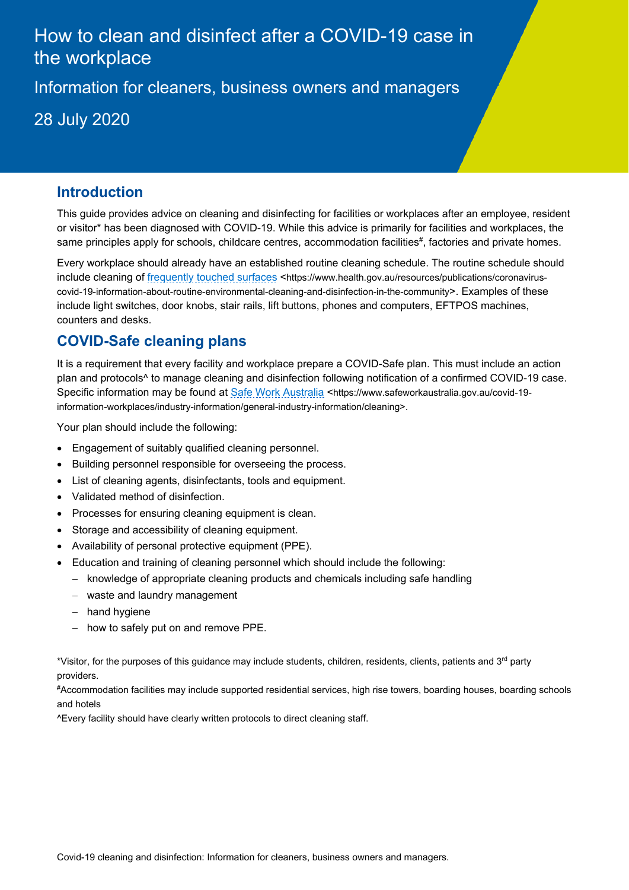# How to clean and disinfect after a COVID-19 case in the workplace

Information for cleaners, business owners and managers

28 July 2020

## Introduction

This guide provides advice on cleaning and disinfecting for facilities or workplaces after an employee, resident or visitor* has been diagnosed with COVID-19. While this advice is primarily for facilities and workplaces, the same principles apply for schools, childcare centres, accommodation facilities#, factories and private homes.

Every workplace should already have an established routine cleaning schedule. The routine schedule should include cleaning of [frequently touched surfaces](https://www.health.gov.au/resources/publications/coronavirus-covid-19-information-about-routine-environmental-cleaning-and-disinfection-in-the-community) <https://www.health.gov.au/resources/publications/coronavirus-covid-19-information-about-routine-environmental-cleaning-and-disinfection-in-the-community>. Examples of these include light switches, door knobs, stair rails, lift buttons, phones and computers, EFTPOS machines, counters and desks.

## COVID-Safe cleaning plans

It is a requirement that every facility and workplace prepare a COVID-Safe plan. This must include an action plan and protocols^ to manage cleaning and disinfection following notification of a confirmed COVID-19 case. Specific information may be found at [Safe Work Australia](https://www.safeworkaustralia.gov.au/covid-19-information-workplaces/industry-information/general-industry-information/cleaning) <https://www.safeworkaustralia.gov.au/covid-19-information-workplaces/industry-information/general-industry-information/cleaning>.

Your plan should include the following:

- Engagement of suitably qualified cleaning personnel.
- Building personnel responsible for overseeing the process.
- List of cleaning agents, disinfectants, tools and equipment.
- Validated method of disinfection.
- Processes for ensuring cleaning equipment is clean.
- Storage and accessibility of cleaning equipment.
- Availability of personal protective equipment (PPE).
- Education and training of cleaning personnel which should include the following:
  - knowledge of appropriate cleaning products and chemicals including safe handling
  - waste and laundry management
  - hand hygiene
  - how to safely put on and remove PPE.

*Visitor, for the purposes of this guidance may include students, children, residents, clients, patients and 3rd party providers.

#Accommodation facilities may include supported residential services, high rise towers, boarding houses, boarding schools and hotels

^Every facility should have clearly written protocols to direct cleaning staff.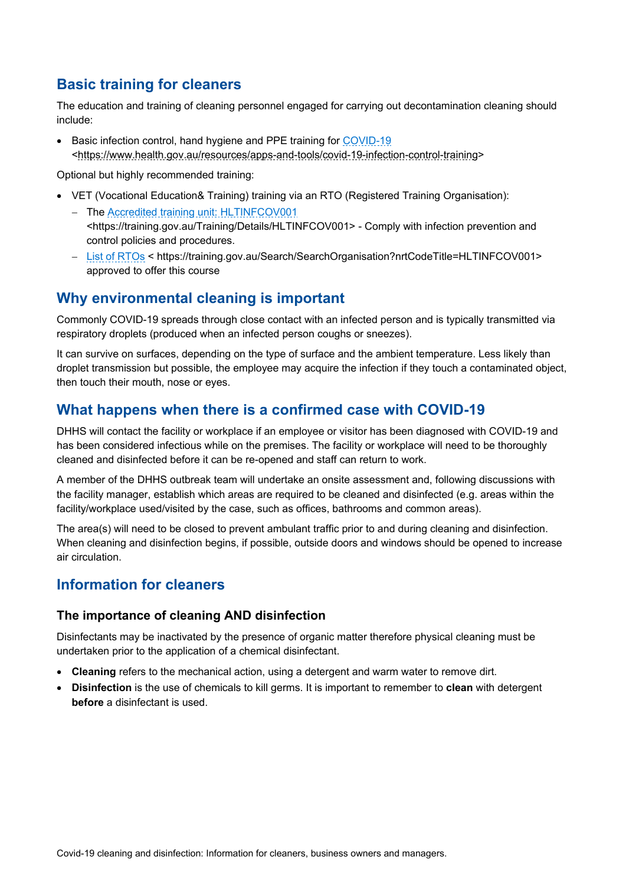## Basic training for cleaners

The education and training of cleaning personnel engaged for carrying out decontamination cleaning should include:

- Basic infection control, hand hygiene and PPE training for COVID-19 <https://www.health.gov.au/resources/apps-and-tools/covid-19-infection-control-training>

Optional but highly recommended training:

- VET (Vocational Education& Training) training via an RTO (Registered Training Organisation):
  - The Accredited training unit: HLTINFCOV001 <https://training.gov.au/Training/Details/HLTINFCOV001> - Comply with infection prevention and control policies and procedures.
  - List of RTOs < https://training.gov.au/Search/SearchOrganisation?nrtCodeTitle=HLTINFCOV001> approved to offer this course

## Why environmental cleaning is important

Commonly COVID-19 spreads through close contact with an infected person and is typically transmitted via respiratory droplets (produced when an infected person coughs or sneezes).

It can survive on surfaces, depending on the type of surface and the ambient temperature. Less likely than droplet transmission but possible, the employee may acquire the infection if they touch a contaminated object, then touch their mouth, nose or eyes.

## What happens when there is a confirmed case with COVID-19

DHHS will contact the facility or workplace if an employee or visitor has been diagnosed with COVID-19 and has been considered infectious while on the premises. The facility or workplace will need to be thoroughly cleaned and disinfected before it can be re-opened and staff can return to work.

A member of the DHHS outbreak team will undertake an onsite assessment and, following discussions with the facility manager, establish which areas are required to be cleaned and disinfected (e.g. areas within the facility/workplace used/visited by the case, such as offices, bathrooms and common areas).

The area(s) will need to be closed to prevent ambulant traffic prior to and during cleaning and disinfection. When cleaning and disinfection begins, if possible, outside doors and windows should be opened to increase air circulation.

## Information for cleaners

### The importance of cleaning AND disinfection

Disinfectants may be inactivated by the presence of organic matter therefore physical cleaning must be undertaken prior to the application of a chemical disinfectant.

- **Cleaning** refers to the mechanical action, using a detergent and warm water to remove dirt.
- **Disinfection** is the use of chemicals to kill germs. It is important to remember to **clean** with detergent **before** a disinfectant is used.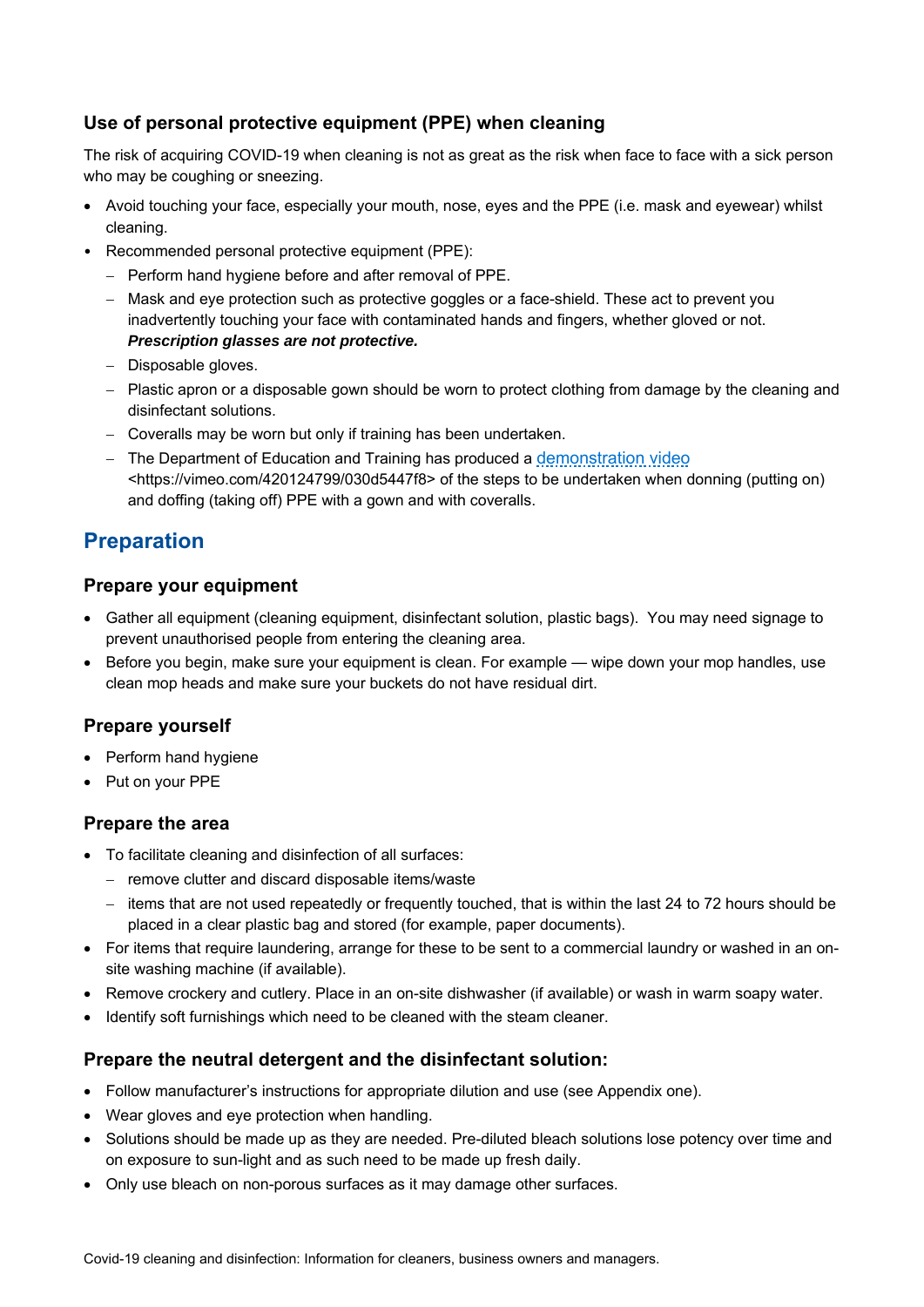### Use of personal protective equipment (PPE) when cleaning

The risk of acquiring COVID-19 when cleaning is not as great as the risk when face to face with a sick person who may be coughing or sneezing.

- Avoid touching your face, especially your mouth, nose, eyes and the PPE (i.e. mask and eyewear) whilst cleaning.
- Recommended personal protective equipment (PPE):
  - Perform hand hygiene before and after removal of PPE.
  - Mask and eye protection such as protective goggles or a face-shield. These act to prevent you inadvertently touching your face with contaminated hands and fingers, whether gloved or not. ***Prescription glasses are not protective.***
  - Disposable gloves.
  - Plastic apron or a disposable gown should be worn to protect clothing from damage by the cleaning and disinfectant solutions.
  - Coveralls may be worn but only if training has been undertaken.
  - The Department of Education and Training has produced a [demonstration video](https://vimeo.com/420124799/030d5447f8) <https://vimeo.com/420124799/030d5447f8> of the steps to be undertaken when donning (putting on) and doffing (taking off) PPE with a gown and with coveralls.

## Preparation

### Prepare your equipment

- Gather all equipment (cleaning equipment, disinfectant solution, plastic bags). You may need signage to prevent unauthorised people from entering the cleaning area.
- Before you begin, make sure your equipment is clean. For example — wipe down your mop handles, use clean mop heads and make sure your buckets do not have residual dirt.

### Prepare yourself

- Perform hand hygiene
- Put on your PPE

### Prepare the area

- To facilitate cleaning and disinfection of all surfaces:
  - remove clutter and discard disposable items/waste
  - items that are not used repeatedly or frequently touched, that is within the last 24 to 72 hours should be placed in a clear plastic bag and stored (for example, paper documents).
- For items that require laundering, arrange for these to be sent to a commercial laundry or washed in an on-site washing machine (if available).
- Remove crockery and cutlery. Place in an on-site dishwasher (if available) or wash in warm soapy water.
- Identify soft furnishings which need to be cleaned with the steam cleaner.

### Prepare the neutral detergent and the disinfectant solution:

- Follow manufacturer's instructions for appropriate dilution and use (see Appendix one).
- Wear gloves and eye protection when handling.
- Solutions should be made up as they are needed. Pre-diluted bleach solutions lose potency over time and on exposure to sun-light and as such need to be made up fresh daily.
- Only use bleach on non-porous surfaces as it may damage other surfaces.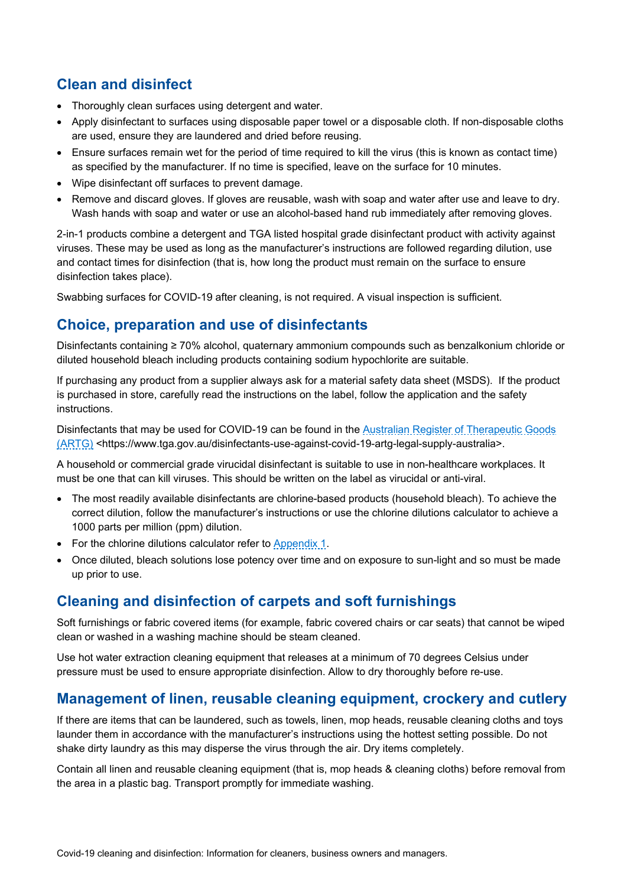## Clean and disinfect

- Thoroughly clean surfaces using detergent and water.
- Apply disinfectant to surfaces using disposable paper towel or a disposable cloth. If non-disposable cloths are used, ensure they are laundered and dried before reusing.
- Ensure surfaces remain wet for the period of time required to kill the virus (this is known as contact time) as specified by the manufacturer. If no time is specified, leave on the surface for 10 minutes.
- Wipe disinfectant off surfaces to prevent damage.
- Remove and discard gloves. If gloves are reusable, wash with soap and water after use and leave to dry. Wash hands with soap and water or use an alcohol-based hand rub immediately after removing gloves.

2-in-1 products combine a detergent and TGA listed hospital grade disinfectant product with activity against viruses. These may be used as long as the manufacturer's instructions are followed regarding dilution, use and contact times for disinfection (that is, how long the product must remain on the surface to ensure disinfection takes place).

Swabbing surfaces for COVID-19 after cleaning, is not required. A visual inspection is sufficient.

## Choice, preparation and use of disinfectants

Disinfectants containing ≥ 70% alcohol, quaternary ammonium compounds such as benzalkonium chloride or diluted household bleach including products containing sodium hypochlorite are suitable.

If purchasing any product from a supplier always ask for a material safety data sheet (MSDS). If the product is purchased in store, carefully read the instructions on the label, follow the application and the safety instructions.

Disinfectants that may be used for COVID-19 can be found in the Australian Register of Therapeutic Goods (ARTG) <https://www.tga.gov.au/disinfectants-use-against-covid-19-artg-legal-supply-australia>.

A household or commercial grade virucidal disinfectant is suitable to use in non-healthcare workplaces. It must be one that can kill viruses. This should be written on the label as virucidal or anti-viral.

- The most readily available disinfectants are chlorine-based products (household bleach). To achieve the correct dilution, follow the manufacturer's instructions or use the chlorine dilutions calculator to achieve a 1000 parts per million (ppm) dilution.
- For the chlorine dilutions calculator refer to Appendix 1.
- Once diluted, bleach solutions lose potency over time and on exposure to sun-light and so must be made up prior to use.

## Cleaning and disinfection of carpets and soft furnishings

Soft furnishings or fabric covered items (for example, fabric covered chairs or car seats) that cannot be wiped clean or washed in a washing machine should be steam cleaned.

Use hot water extraction cleaning equipment that releases at a minimum of 70 degrees Celsius under pressure must be used to ensure appropriate disinfection. Allow to dry thoroughly before re-use.

## Management of linen, reusable cleaning equipment, crockery and cutlery

If there are items that can be laundered, such as towels, linen, mop heads, reusable cleaning cloths and toys launder them in accordance with the manufacturer's instructions using the hottest setting possible. Do not shake dirty laundry as this may disperse the virus through the air. Dry items completely.

Contain all linen and reusable cleaning equipment (that is, mop heads & cleaning cloths) before removal from the area in a plastic bag. Transport promptly for immediate washing.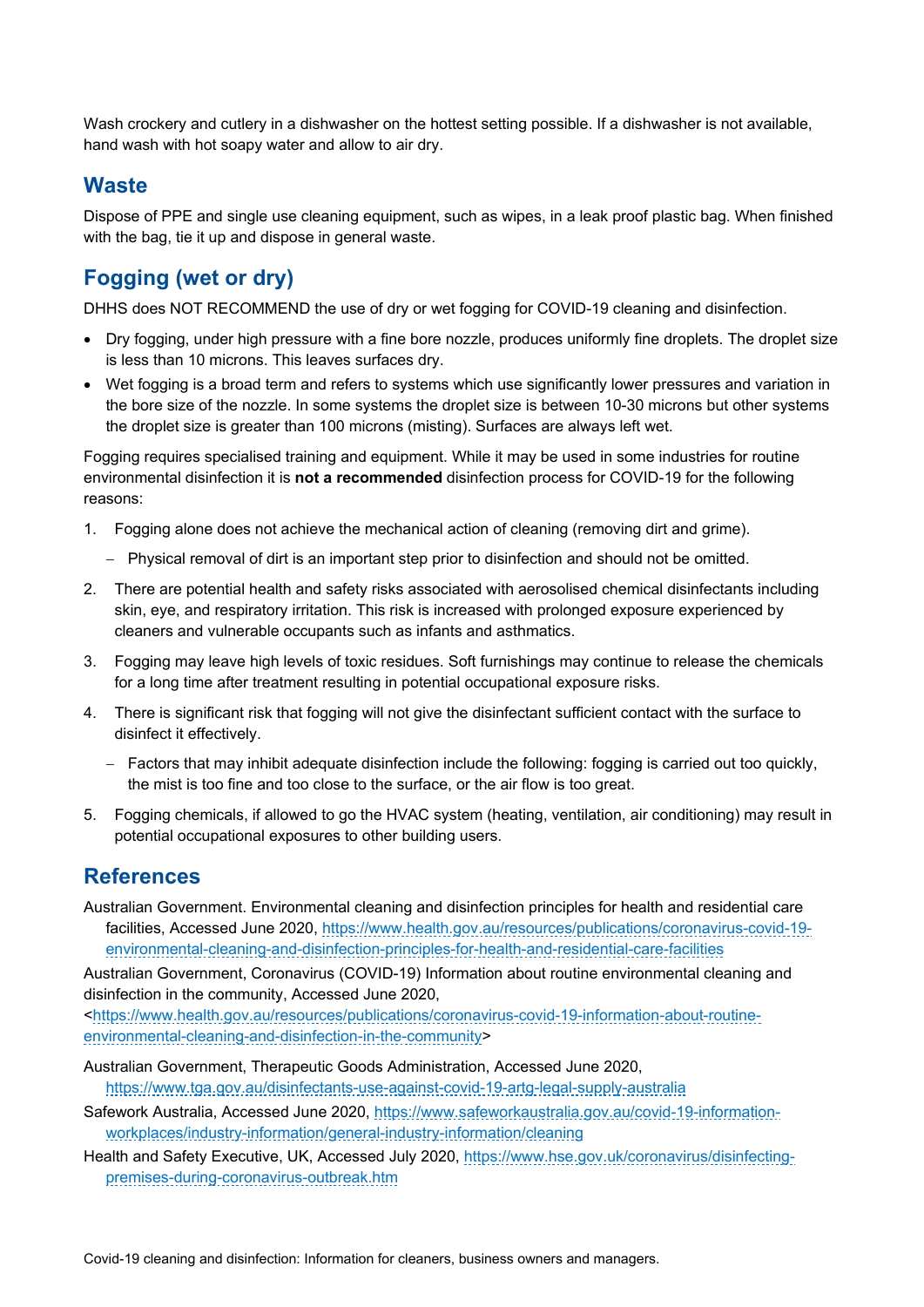Wash crockery and cutlery in a dishwasher on the hottest setting possible. If a dishwasher is not available, hand wash with hot soapy water and allow to air dry.

## Waste

Dispose of PPE and single use cleaning equipment, such as wipes, in a leak proof plastic bag. When finished with the bag, tie it up and dispose in general waste.

## Fogging (wet or dry)

DHHS does NOT RECOMMEND the use of dry or wet fogging for COVID-19 cleaning and disinfection.

- Dry fogging, under high pressure with a fine bore nozzle, produces uniformly fine droplets. The droplet size is less than 10 microns. This leaves surfaces dry.
- Wet fogging is a broad term and refers to systems which use significantly lower pressures and variation in the bore size of the nozzle. In some systems the droplet size is between 10-30 microns but other systems the droplet size is greater than 100 microns (misting). Surfaces are always left wet.

Fogging requires specialised training and equipment. While it may be used in some industries for routine environmental disinfection it is **not a recommended** disinfection process for COVID-19 for the following reasons:

1. Fogging alone does not achieve the mechanical action of cleaning (removing dirt and grime).
   - Physical removal of dirt is an important step prior to disinfection and should not be omitted.
2. There are potential health and safety risks associated with aerosolised chemical disinfectants including skin, eye, and respiratory irritation. This risk is increased with prolonged exposure experienced by cleaners and vulnerable occupants such as infants and asthmatics.
3. Fogging may leave high levels of toxic residues. Soft furnishings may continue to release the chemicals for a long time after treatment resulting in potential occupational exposure risks.
4. There is significant risk that fogging will not give the disinfectant sufficient contact with the surface to disinfect it effectively.
   - Factors that may inhibit adequate disinfection include the following: fogging is carried out too quickly, the mist is too fine and too close to the surface, or the air flow is too great.
5. Fogging chemicals, if allowed to go the HVAC system (heating, ventilation, air conditioning) may result in potential occupational exposures to other building users.

## References

Australian Government. Environmental cleaning and disinfection principles for health and residential care facilities, Accessed June 2020, https://www.health.gov.au/resources/publications/coronavirus-covid-19-environmental-cleaning-and-disinfection-principles-for-health-and-residential-care-facilities

Australian Government, Coronavirus (COVID-19) Information about routine environmental cleaning and disinfection in the community, Accessed June 2020, <https://www.health.gov.au/resources/publications/coronavirus-covid-19-information-about-routine-environmental-cleaning-and-disinfection-in-the-community>

Australian Government, Therapeutic Goods Administration, Accessed June 2020, https://www.tga.gov.au/disinfectants-use-against-covid-19-artg-legal-supply-australia

Safework Australia, Accessed June 2020, https://www.safeworkaustralia.gov.au/covid-19-information-workplaces/industry-information/general-industry-information/cleaning

Health and Safety Executive, UK, Accessed July 2020, https://www.hse.gov.uk/coronavirus/disinfecting-premises-during-coronavirus-outbreak.htm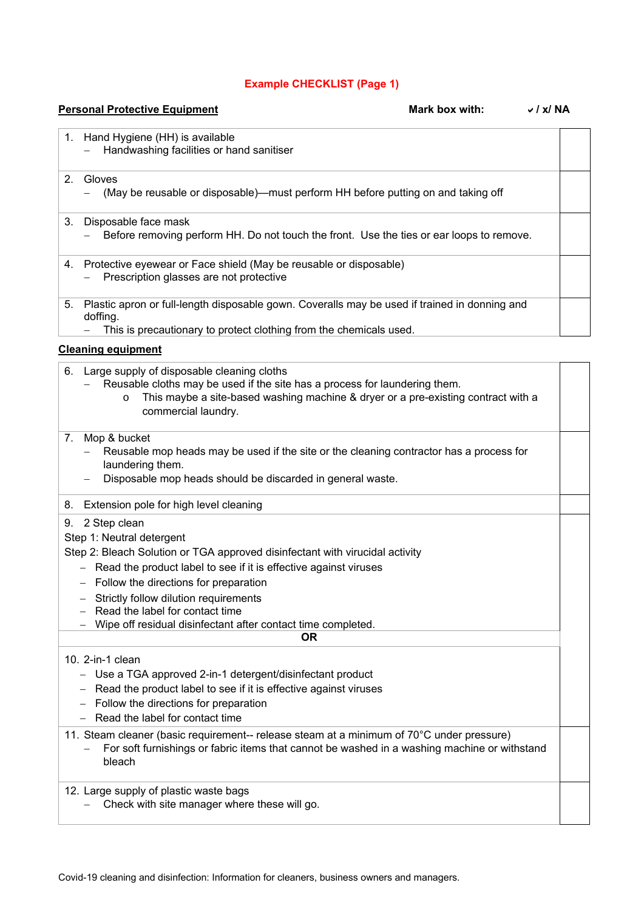**Example CHECKLIST (Page 1)**

**Personal Protective Equipment** Mark box with: ✓ / x/ NA

| | |
|---|---|
| 1. Hand Hygiene (HH) is available<br>– Handwashing facilities or hand sanitiser | |
| 2. Gloves<br>– (May be reusable or disposable)—must perform HH before putting on and taking off | |
| 3. Disposable face mask<br>– Before removing perform HH. Do not touch the front. Use the ties or ear loops to remove. | |
| 4. Protective eyewear or Face shield (May be reusable or disposable)<br>– Prescription glasses are not protective | |
| 5. Plastic apron or full-length disposable gown. Coveralls may be used if trained in donning and doffing.<br>– This is precautionary to protect clothing from the chemicals used. | |

**Cleaning equipment**

| | |
|---|---|
| 6. Large supply of disposable cleaning cloths<br>– Reusable cloths may be used if the site has a process for laundering them.<br>o This maybe a site-based washing machine & dryer or a pre-existing contract with a commercial laundry. | |
| 7. Mop & bucket<br>– Reusable mop heads may be used if the site or the cleaning contractor has a process for laundering them.<br>– Disposable mop heads should be discarded in general waste. | |
| 8. Extension pole for high level cleaning | |
| 9. 2 Step clean<br>Step 1: Neutral detergent<br>Step 2: Bleach Solution or TGA approved disinfectant with virucidal activity<br>– Read the product label to see if it is effective against viruses<br>– Follow the directions for preparation<br>– Strictly follow dilution requirements<br>– Read the label for contact time<br>– Wipe off residual disinfectant after contact time completed.<br>**OR**<br>10. 2-in-1 clean<br>– Use a TGA approved 2-in-1 detergent/disinfectant product<br>– Read the product label to see if it is effective against viruses<br>– Follow the directions for preparation<br>– Read the label for contact time | |
| 11. Steam cleaner (basic requirement-- release steam at a minimum of 70°C under pressure)<br>– For soft furnishings or fabric items that cannot be washed in a washing machine or withstand bleach | |
| 12. Large supply of plastic waste bags<br>– Check with site manager where these will go. | |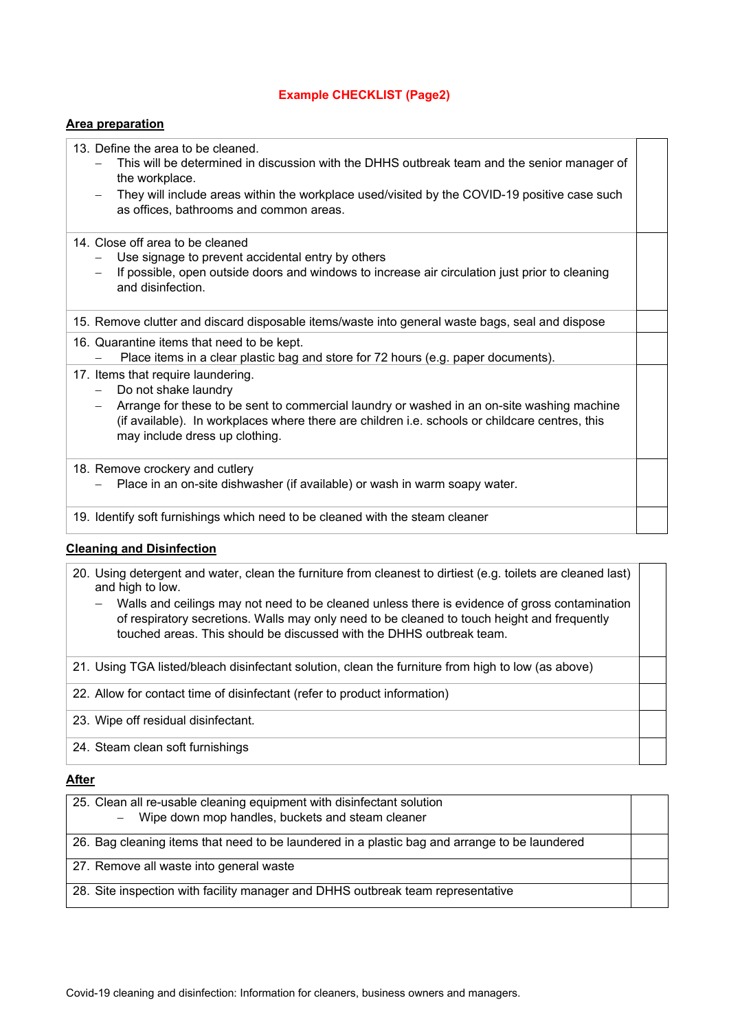**Example CHECKLIST (Page2)**

**Area preparation**

| | |
|---|---|
| 13. Define the area to be cleaned.<br>– This will be determined in discussion with the DHHS outbreak team and the senior manager of the workplace.<br>– They will include areas within the workplace used/visited by the COVID-19 positive case such as offices, bathrooms and common areas. | |
| 14. Close off area to be cleaned<br>– Use signage to prevent accidental entry by others<br>– If possible, open outside doors and windows to increase air circulation just prior to cleaning and disinfection. | |
| 15. Remove clutter and discard disposable items/waste into general waste bags, seal and dispose | |
| 16. Quarantine items that need to be kept.<br>– Place items in a clear plastic bag and store for 72 hours (e.g. paper documents). | |
| 17. Items that require laundering.<br>– Do not shake laundry<br>– Arrange for these to be sent to commercial laundry or washed in an on-site washing machine (if available). In workplaces where there are children i.e. schools or childcare centres, this may include dress up clothing. | |
| 18. Remove crockery and cutlery<br>– Place in an on-site dishwasher (if available) or wash in warm soapy water. | |
| 19. Identify soft furnishings which need to be cleaned with the steam cleaner | |

**Cleaning and Disinfection**

| | |
|---|---|
| 20. Using detergent and water, clean the furniture from cleanest to dirtiest (e.g. toilets are cleaned last) and high to low.<br>– Walls and ceilings may not need to be cleaned unless there is evidence of gross contamination of respiratory secretions. Walls may only need to be cleaned to touch height and frequently touched areas. This should be discussed with the DHHS outbreak team. | |
| 21. Using TGA listed/bleach disinfectant solution, clean the furniture from high to low (as above) | |
| 22. Allow for contact time of disinfectant (refer to product information) | |
| 23. Wipe off residual disinfectant. | |
| 24. Steam clean soft furnishings | |

**After**

| | |
|---|---|
| 25. Clean all re-usable cleaning equipment with disinfectant solution<br>– Wipe down mop handles, buckets and steam cleaner | |
| 26. Bag cleaning items that need to be laundered in a plastic bag and arrange to be laundered | |
| 27. Remove all waste into general waste | |
| 28. Site inspection with facility manager and DHHS outbreak team representative | |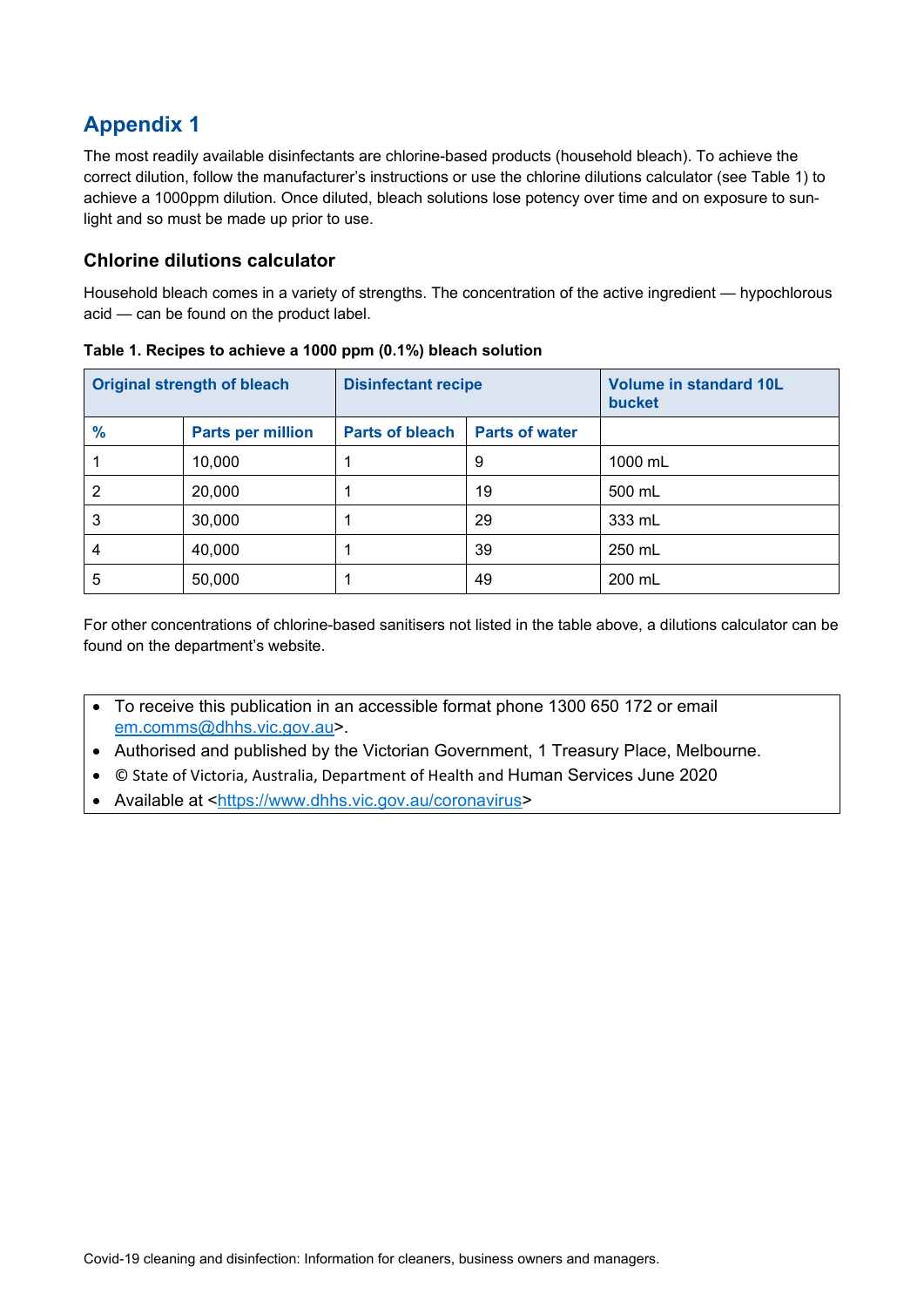# Appendix 1

The most readily available disinfectants are chlorine-based products (household bleach). To achieve the correct dilution, follow the manufacturer's instructions or use the chlorine dilutions calculator (see Table 1) to achieve a 1000ppm dilution. Once diluted, bleach solutions lose potency over time and on exposure to sun-light and so must be made up prior to use.

## Chlorine dilutions calculator

Household bleach comes in a variety of strengths. The concentration of the active ingredient — hypochlorous acid — can be found on the product label.

**Table 1. Recipes to achieve a 1000 ppm (0.1%) bleach solution**

| Original strength of bleach | | Disinfectant recipe | | Volume in standard 10L bucket |
|---|---|---|---|---|
| % | Parts per million | Parts of bleach | Parts of water | |
| 1 | 10,000 | 1 | 9 | 1000 mL |
| 2 | 20,000 | 1 | 19 | 500 mL |
| 3 | 30,000 | 1 | 29 | 333 mL |
| 4 | 40,000 | 1 | 39 | 250 mL |
| 5 | 50,000 | 1 | 49 | 200 mL |

For other concentrations of chlorine-based sanitisers not listed in the table above, a dilutions calculator can be found on the department's website.

- To receive this publication in an accessible format phone 1300 650 172 or email em.comms@dhhs.vic.gov.au>.
- Authorised and published by the Victorian Government, 1 Treasury Place, Melbourne.
- © State of Victoria, Australia, Department of Health and Human Services June 2020
- Available at <https://www.dhhs.vic.gov.au/coronavirus>